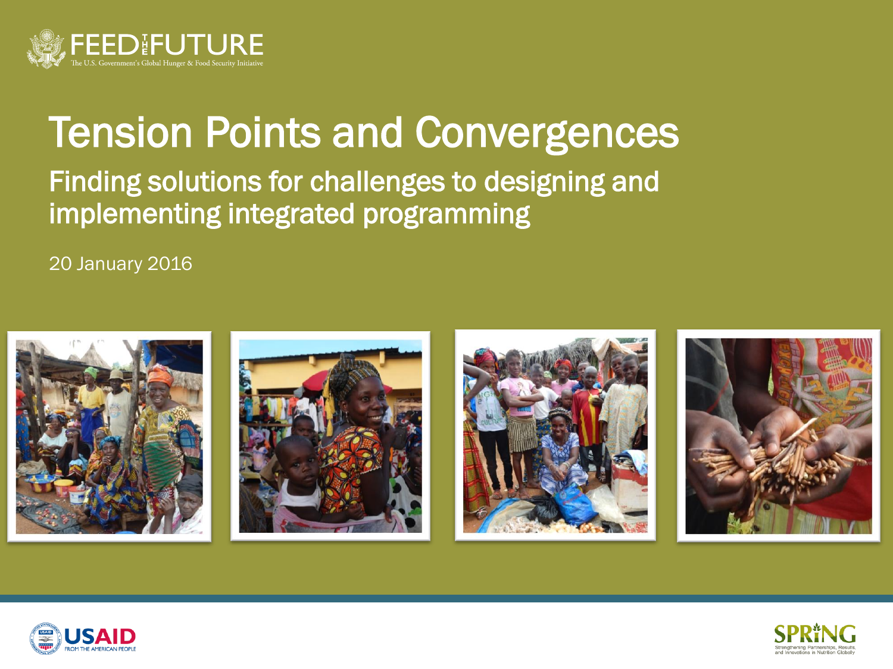FEED THE FUTURE

The U.S. Government's Global Hunger & Food Security Initiative

# Tension Points and Convergences

## Finding solutions for challenges to designing and implementing integrated programming

20 January 2016

USAID FROM THE AMERICAN PEOPLE

SPRING Strengthening Partnerships, Results, and Innovations in Nutrition Globally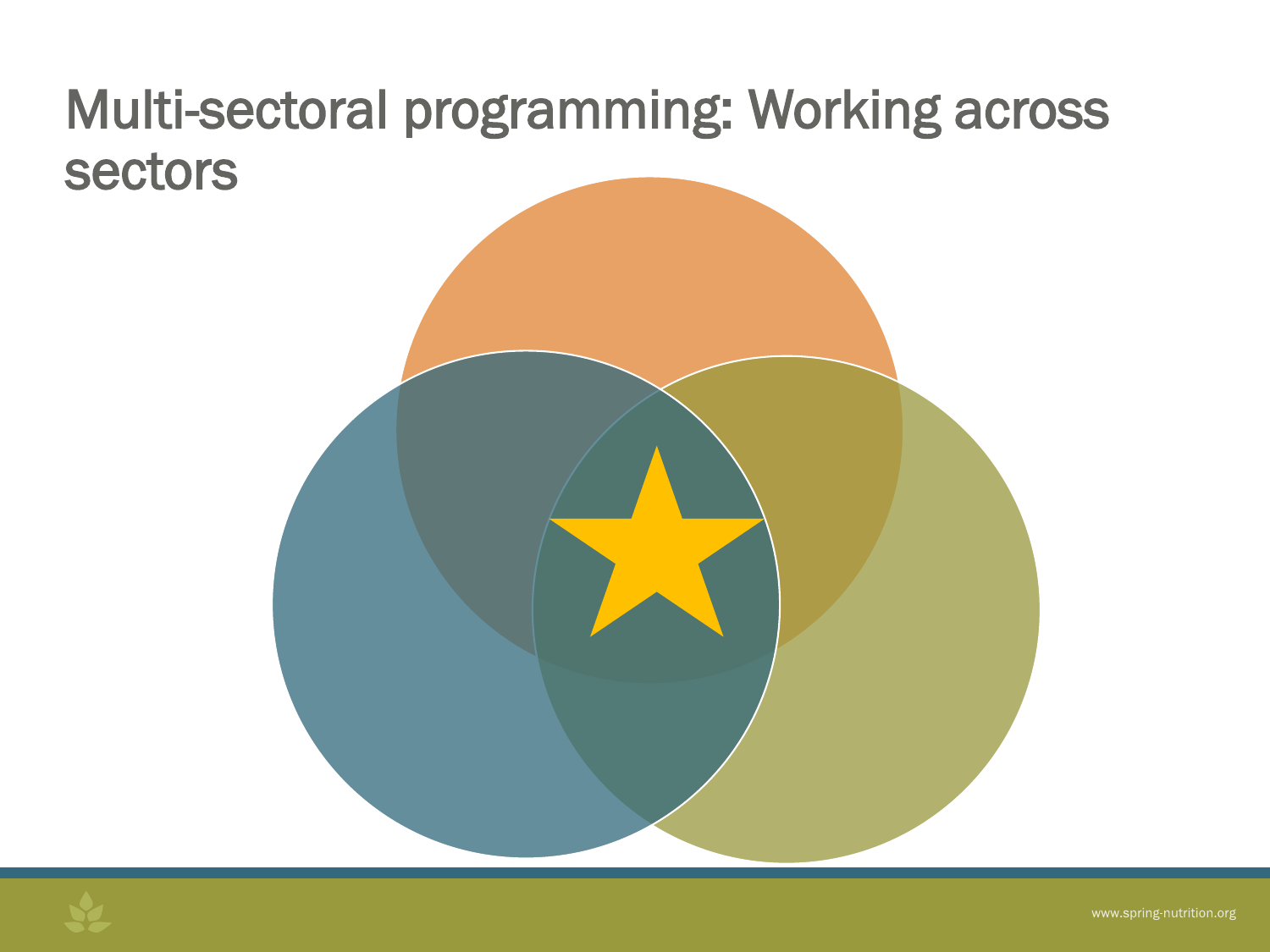# Multi-sectoral programming: Working across sectors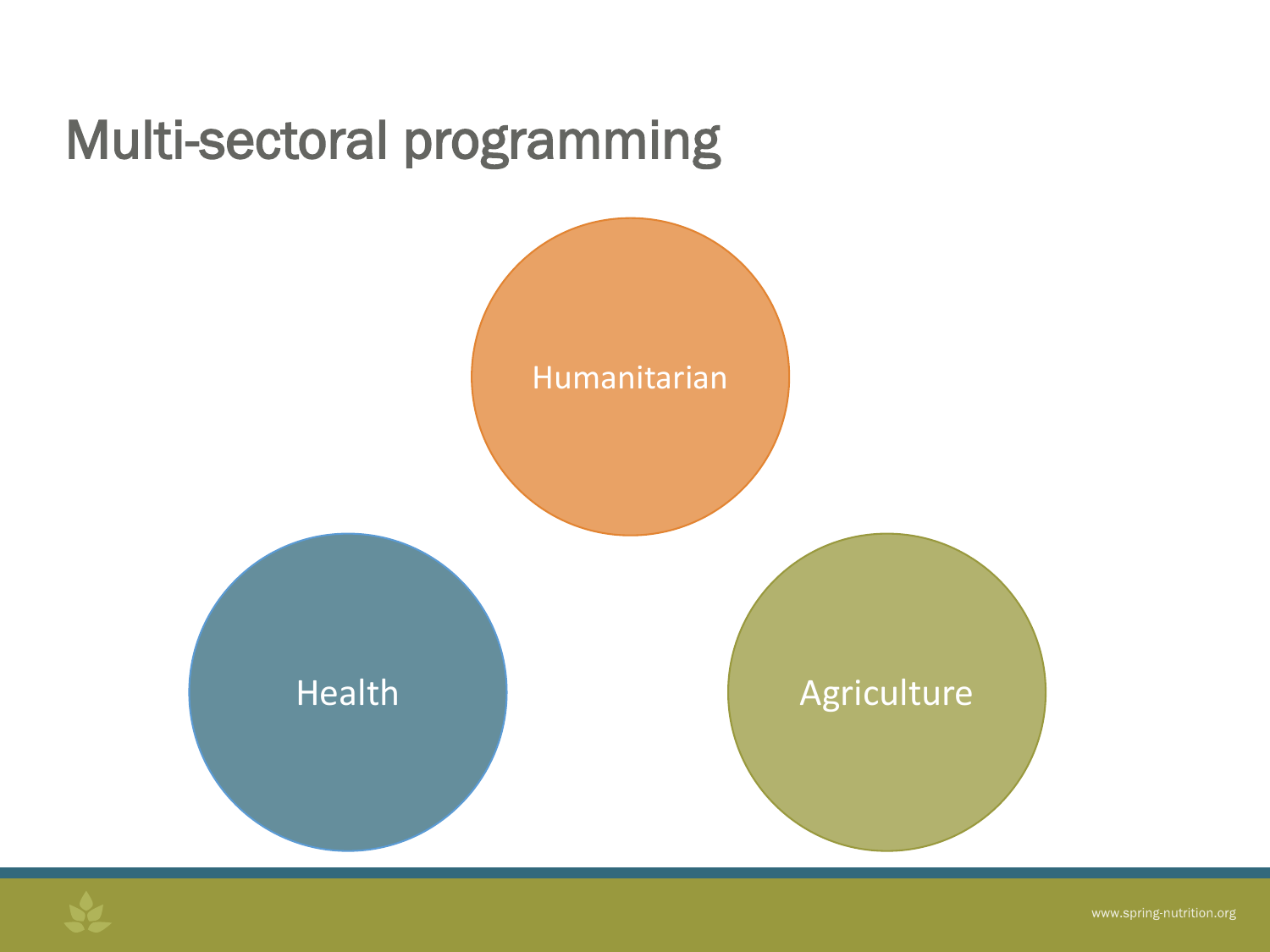# Multi-sectoral programming

- Humanitarian
- Health
- Agriculture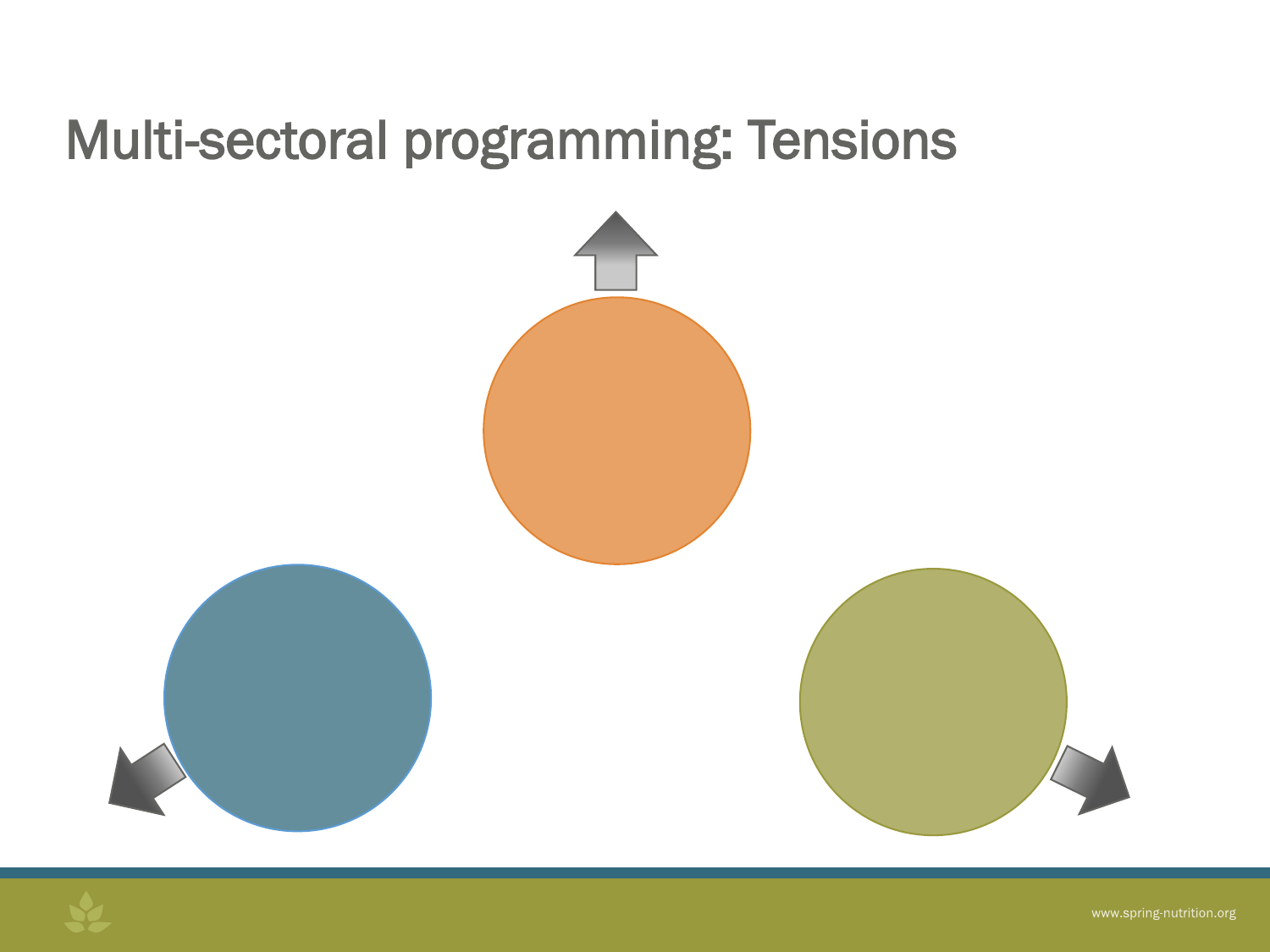# Multi-sectoral programming: Tensions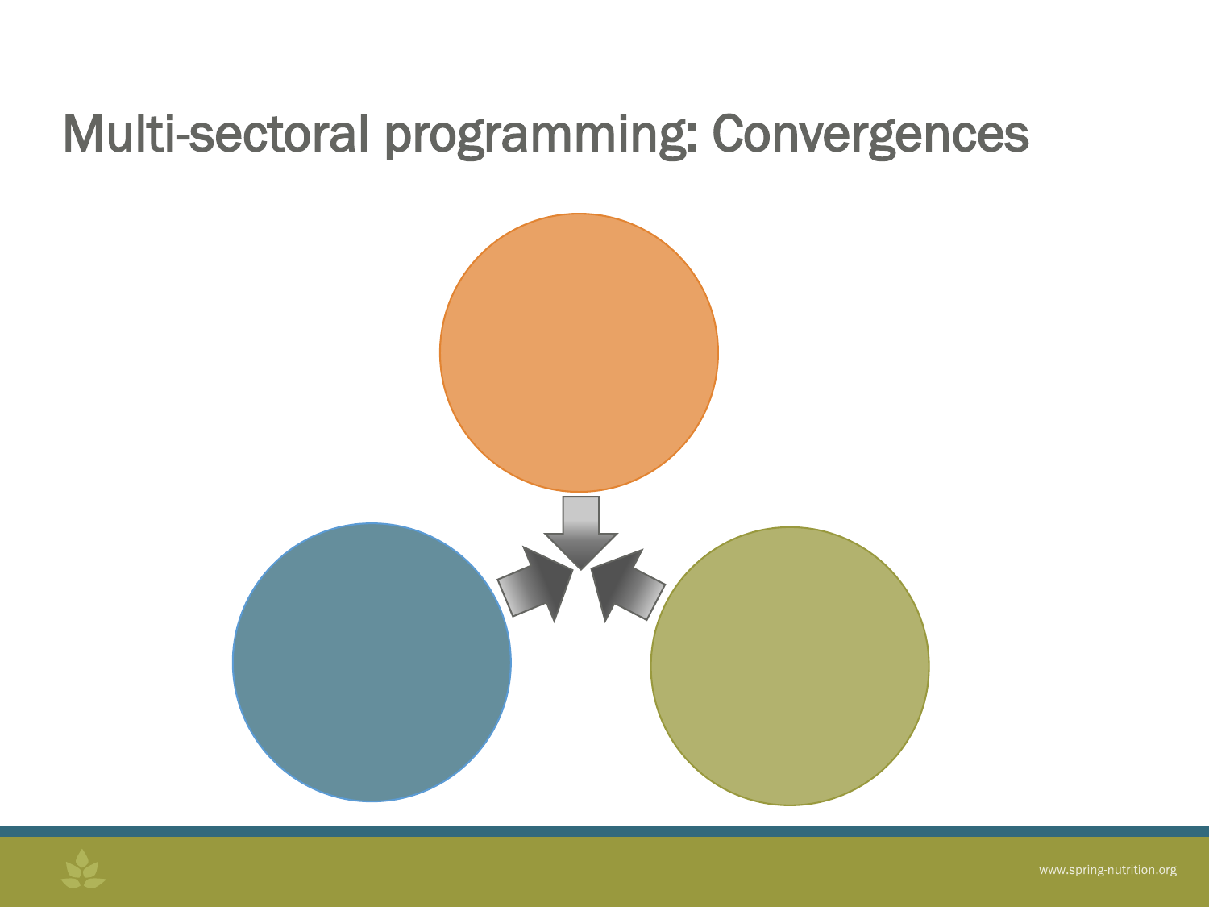# Multi-sectoral programming: Convergences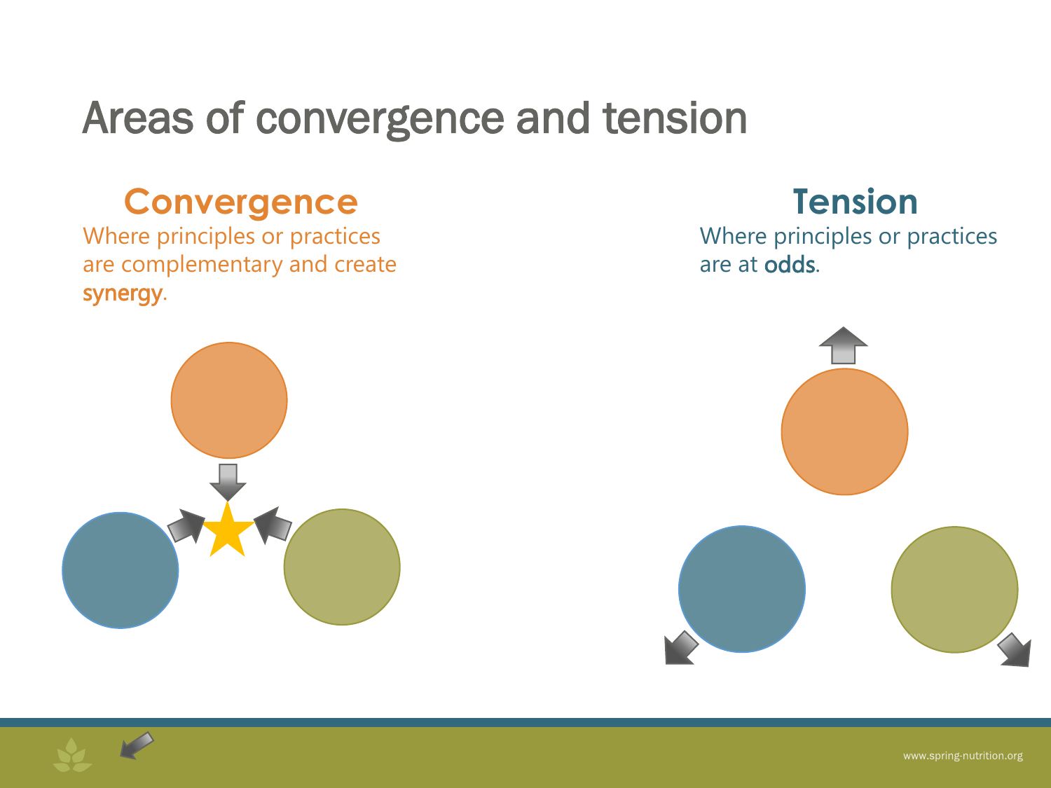# Areas of convergence and tension

## Convergence

Where principles or practices are complementary and create **synergy**.

## Tension

Where principles or practices are at **odds**.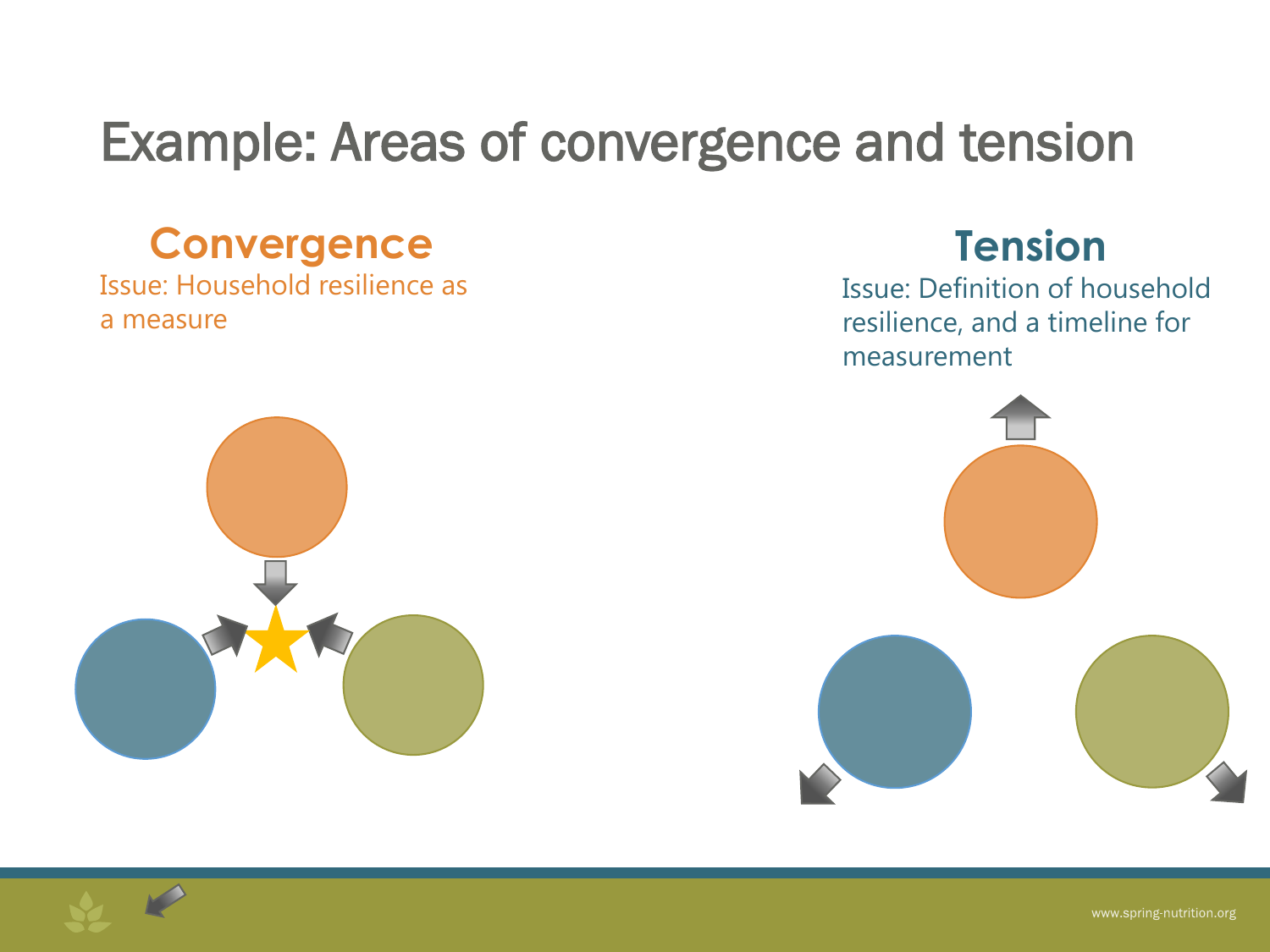# Example: Areas of convergence and tension

## Convergence

Issue: Household resilience as a measure

## Tension

Issue: Definition of household resilience, and a timeline for measurement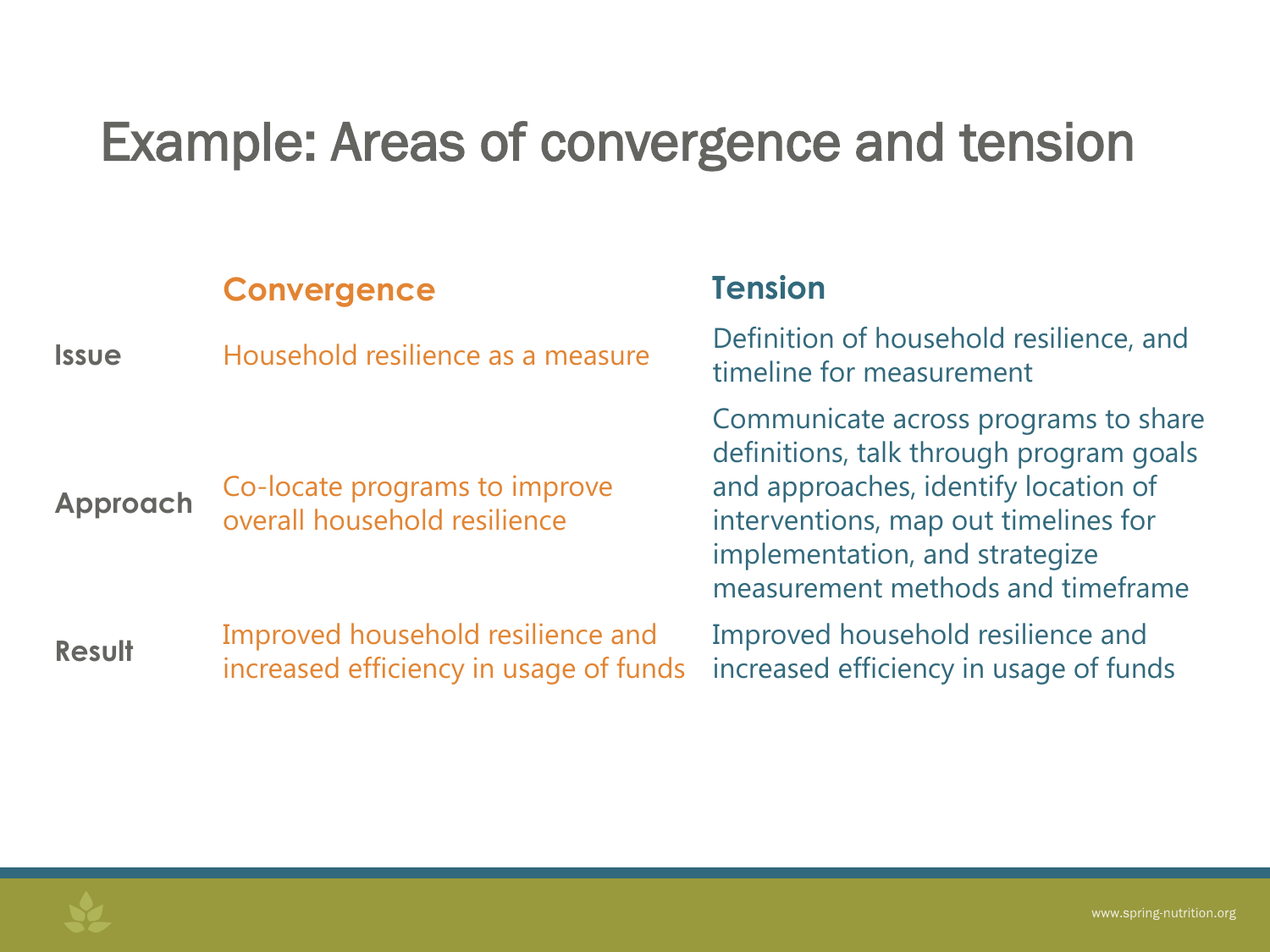# Example: Areas of convergence and tension

| | Convergence | Tension |
|---|---|---|
| **Issue** | Household resilience as a measure | Definition of household resilience, and timeline for measurement |
| **Approach** | Co-locate programs to improve overall household resilience | Communicate across programs to share definitions, talk through program goals and approaches, identify location of interventions, map out timelines for implementation, and strategize measurement methods and timeframe |
| **Result** | Improved household resilience and increased efficiency in usage of funds | Improved household resilience and increased efficiency in usage of funds |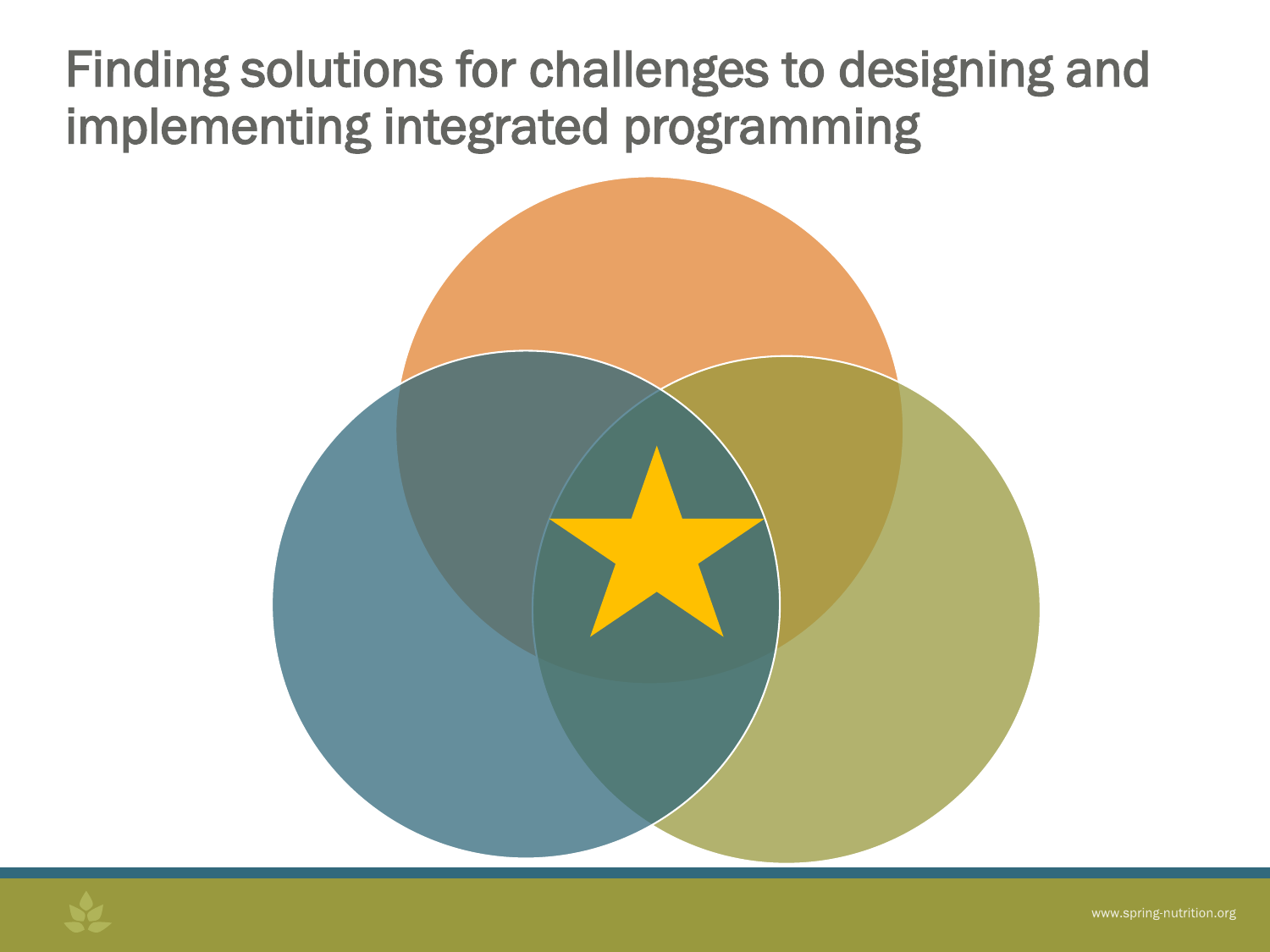# Finding solutions for challenges to designing and implementing integrated programming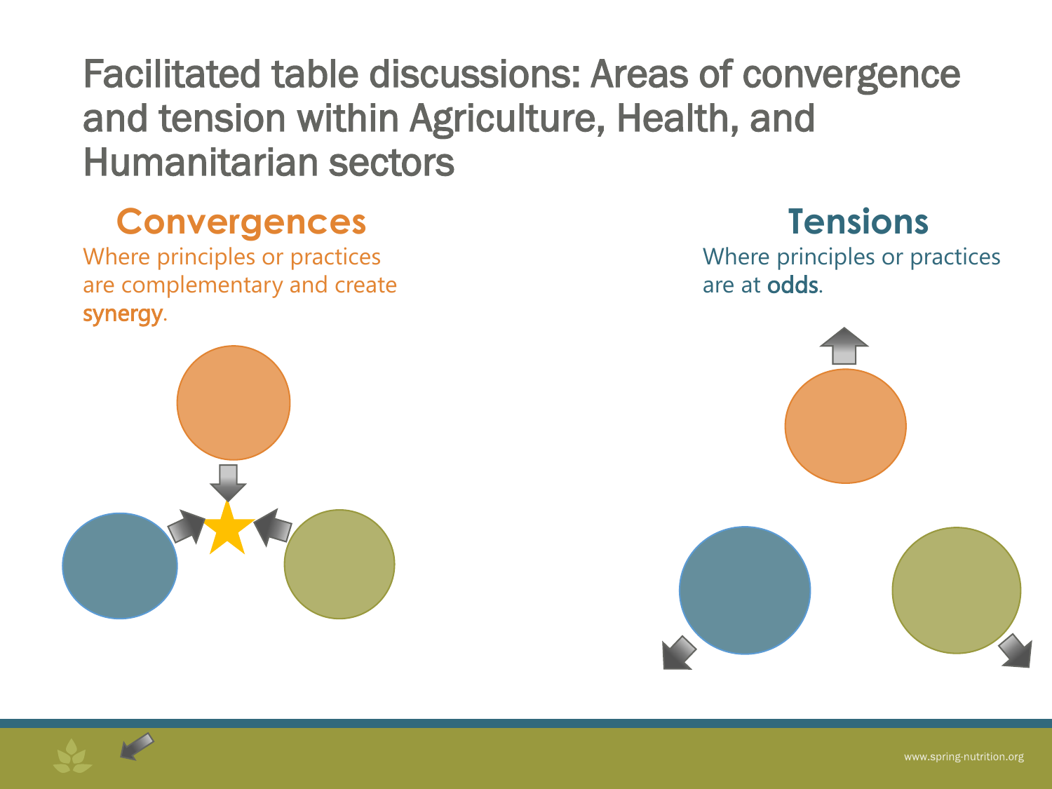# Facilitated table discussions: Areas of convergence and tension within Agriculture, Health, and Humanitarian sectors

## Convergences

Where principles or practices are complementary and create **synergy**.

## Tensions

Where principles or practices are at **odds**.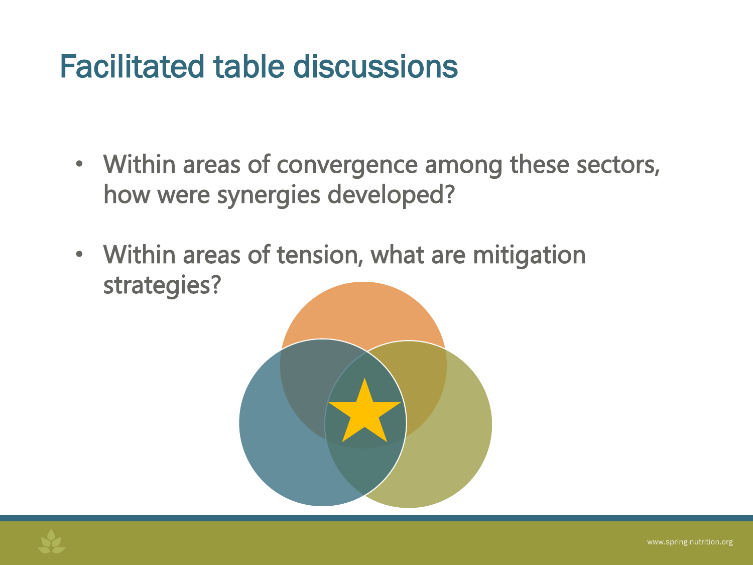# Facilitated table discussions

- Within areas of convergence among these sectors, how were synergies developed?
- Within areas of tension, what are mitigation strategies?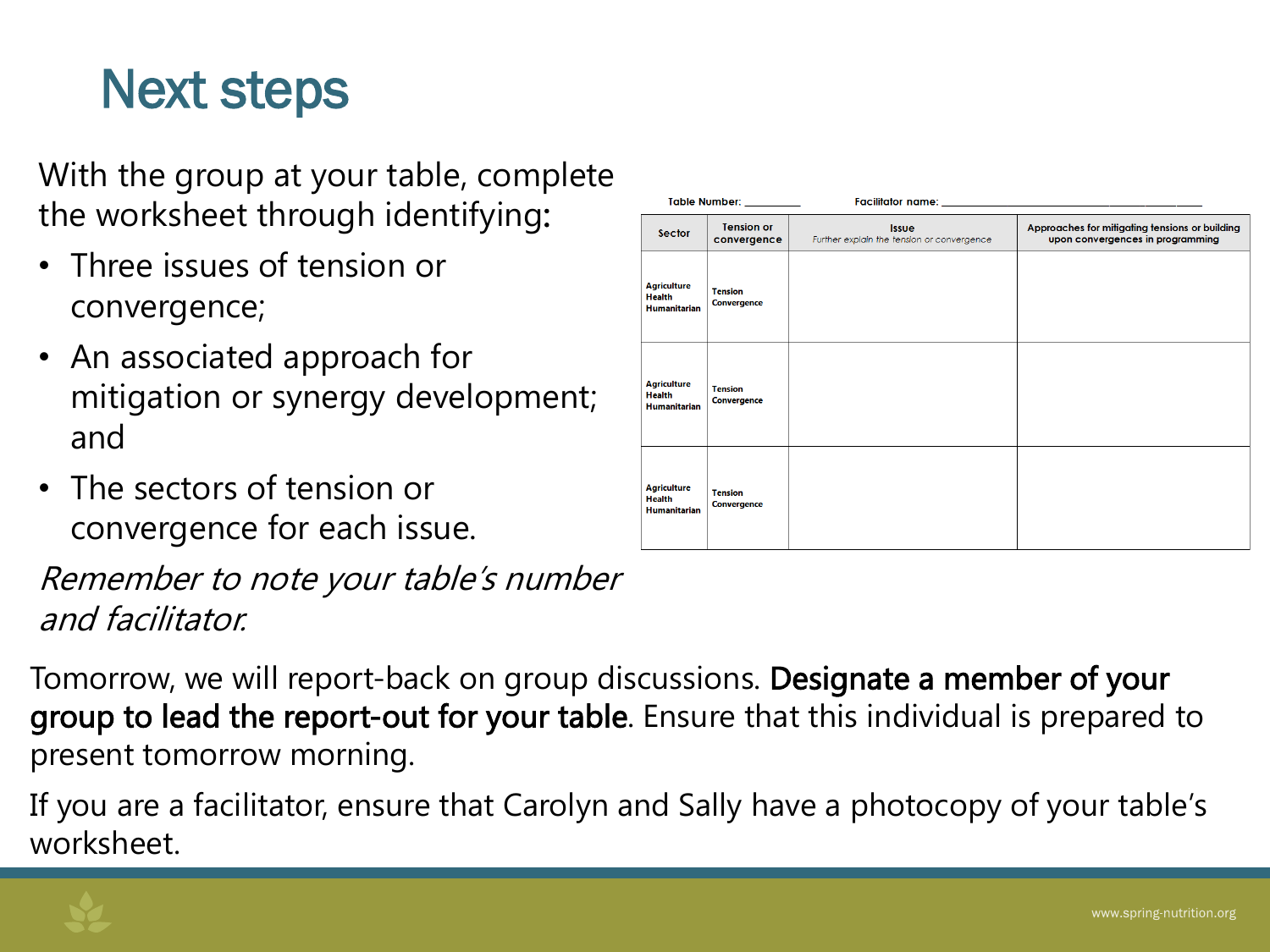# Next steps

With the group at your table, complete the worksheet through identifying:

- Three issues of tension or convergence;
- An associated approach for mitigation or synergy development; and
- The sectors of tension or convergence for each issue.

*Remember to note your table's number and facilitator.*

Table Number: ________ Facilitator name: ________________________________

| Sector | Tension or convergence | Issue *Further explain the tension or convergence* | Approaches for mitigating tensions or building upon convergences in programming |
|---|---|---|---|
| **Agriculture Health Humanitarian** | **Tension Convergence** | | |
| **Agriculture Health Humanitarian** | **Tension Convergence** | | |
| **Agriculture Health Humanitarian** | **Tension Convergence** | | |

Tomorrow, we will report-back on group discussions. **Designate a member of your group to lead the report-out for your table**. Ensure that this individual is prepared to present tomorrow morning.

If you are a facilitator, ensure that Carolyn and Sally have a photocopy of your table's worksheet.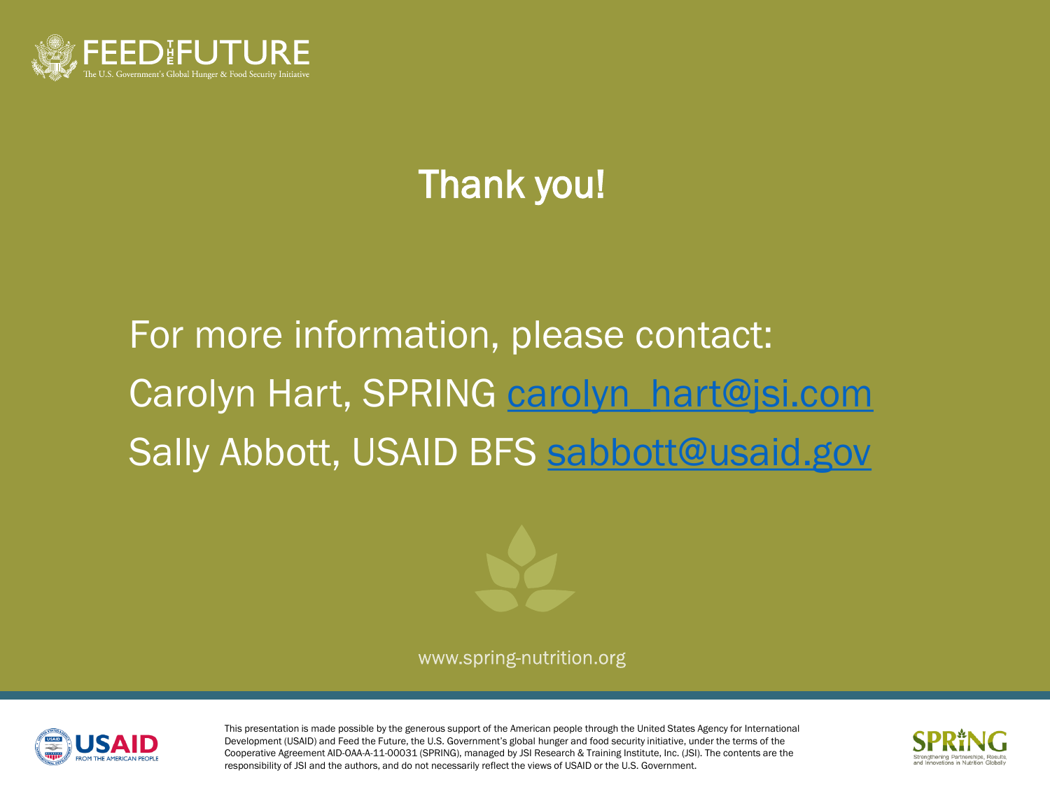# Thank you!

For more information, please contact:

Carolyn Hart, SPRING carolyn_hart@jsi.com

Sally Abbott, USAID BFS sabbott@usaid.gov

www.spring-nutrition.org

This presentation is made possible by the generous support of the American people through the United States Agency for International Development (USAID) and Feed the Future, the U.S. Government's global hunger and food security initiative, under the terms of the Cooperative Agreement AID-OAA-A-11-00031 (SPRING), managed by JSI Research & Training Institute, Inc. (JSI). The contents are the responsibility of JSI and the authors, and do not necessarily reflect the views of USAID or the U.S. Government.